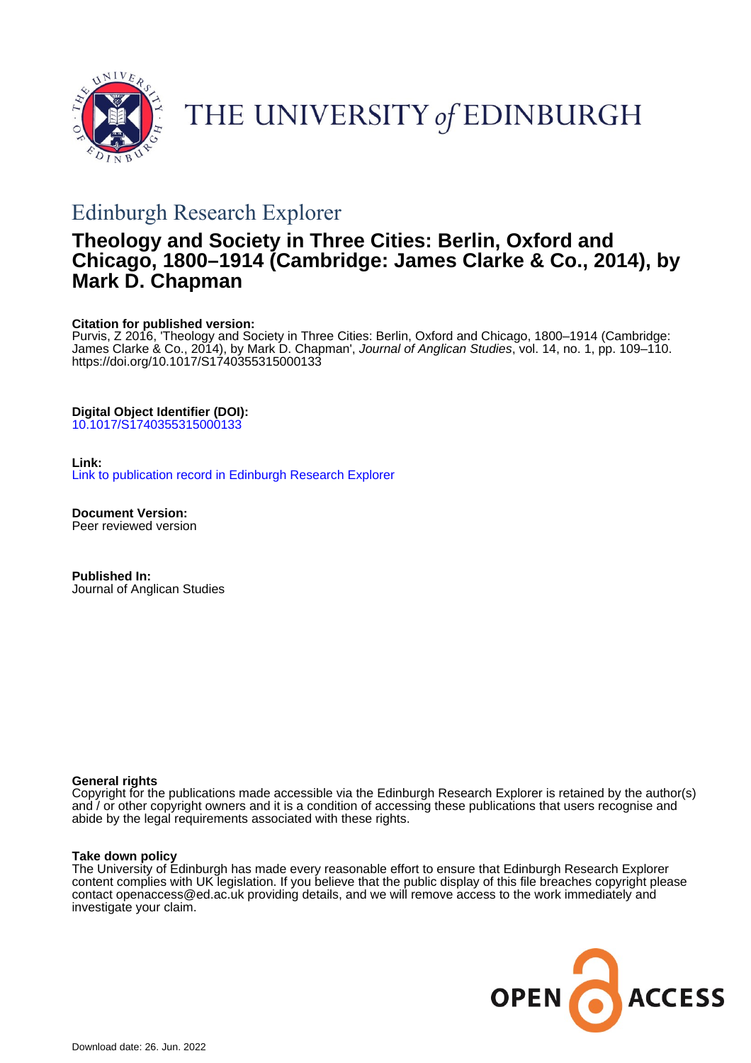THE UNIVERSITY *of* EDINBURGH

## Edinburgh Research Explorer

# Theology and Society in Three Cities: Berlin, Oxford and Chicago, 1800–1914 (Cambridge: James Clarke & Co., 2014), by Mark D. Chapman

**Citation for published version:**
Purvis, Z 2016, 'Theology and Society in Three Cities: Berlin, Oxford and Chicago, 1800–1914 (Cambridge: James Clarke & Co., 2014), by Mark D. Chapman', *Journal of Anglican Studies*, vol. 14, no. 1, pp. 109–110. https://doi.org/10.1017/S1740355315000133

**Digital Object Identifier (DOI):**
10.1017/S1740355315000133

**Link:**
Link to publication record in Edinburgh Research Explorer

**Document Version:**
Peer reviewed version

**Published In:**
Journal of Anglican Studies

**General rights**
Copyright for the publications made accessible via the Edinburgh Research Explorer is retained by the author(s) and / or other copyright owners and it is a condition of accessing these publications that users recognise and abide by the legal requirements associated with these rights.

**Take down policy**
The University of Edinburgh has made every reasonable effort to ensure that Edinburgh Research Explorer content complies with UK legislation. If you believe that the public display of this file breaches copyright please contact openaccess@ed.ac.uk providing details, and we will remove access to the work immediately and investigate your claim.

OPEN ACCESS

Download date: 26. Jun. 2022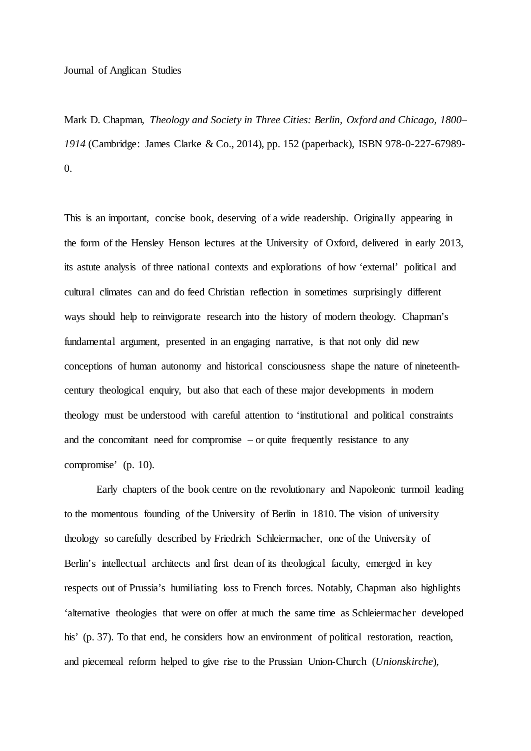Journal of Anglican Studies

Mark D. Chapman, *Theology and Society in Three Cities: Berlin, Oxford and Chicago, 1800–1914* (Cambridge: James Clarke & Co., 2014), pp. 152 (paperback), ISBN 978-0-227-67989-0.

This is an important, concise book, deserving of a wide readership. Originally appearing in the form of the Hensley Henson lectures at the University of Oxford, delivered in early 2013, its astute analysis of three national contexts and explorations of how 'external' political and cultural climates can and do feed Christian reflection in sometimes surprisingly different ways should help to reinvigorate research into the history of modern theology. Chapman's fundamental argument, presented in an engaging narrative, is that not only did new conceptions of human autonomy and historical consciousness shape the nature of nineteenth-century theological enquiry, but also that each of these major developments in modern theology must be understood with careful attention to 'institutional and political constraints and the concomitant need for compromise – or quite frequently resistance to any compromise' (p. 10).

Early chapters of the book centre on the revolutionary and Napoleonic turmoil leading to the momentous founding of the University of Berlin in 1810. The vision of university theology so carefully described by Friedrich Schleiermacher, one of the University of Berlin's intellectual architects and first dean of its theological faculty, emerged in key respects out of Prussia's humiliating loss to French forces. Notably, Chapman also highlights 'alternative theologies that were on offer at much the same time as Schleiermacher developed his' (p. 37). To that end, he considers how an environment of political restoration, reaction, and piecemeal reform helped to give rise to the Prussian Union-Church (*Unionskirche*),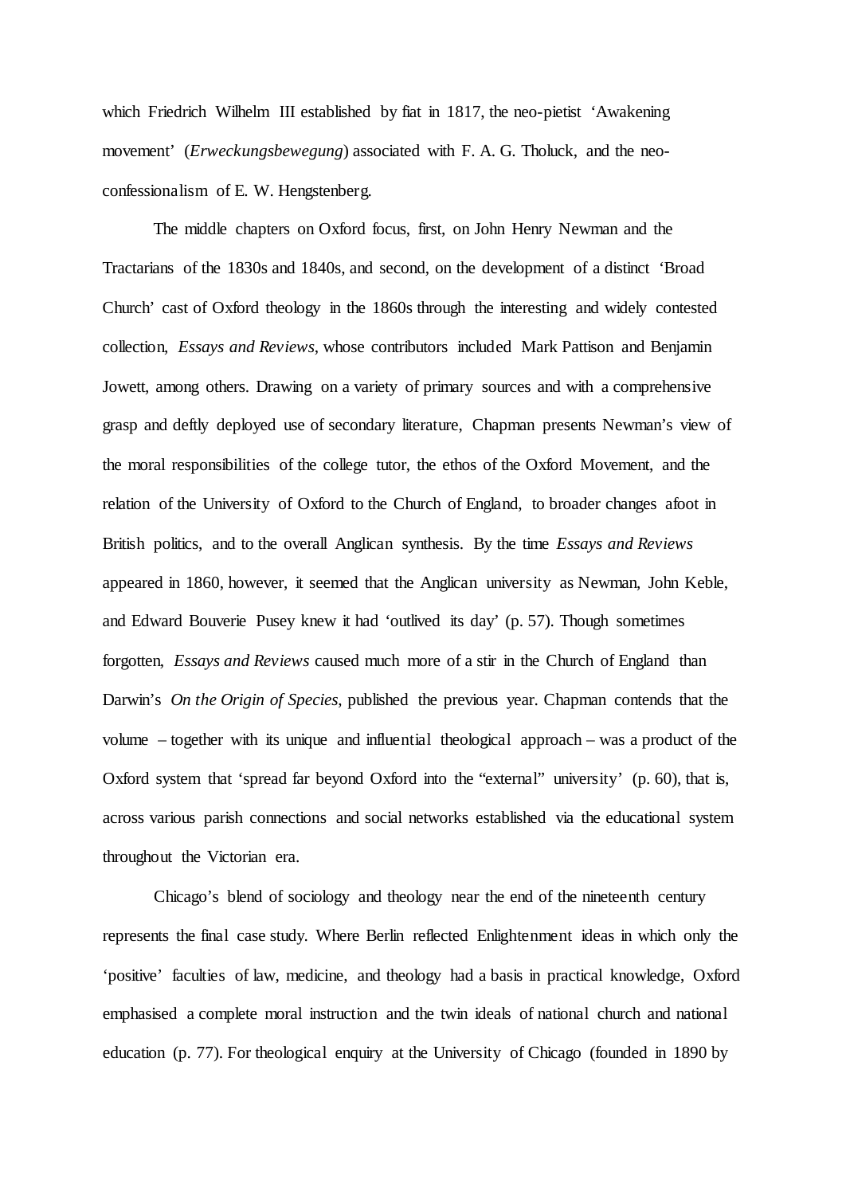which Friedrich Wilhelm III established by fiat in 1817, the neo-pietist 'Awakening movement' (*Erweckungsbewegung*) associated with F. A. G. Tholuck, and the neo-confessionalism of E. W. Hengstenberg.

The middle chapters on Oxford focus, first, on John Henry Newman and the Tractarians of the 1830s and 1840s, and second, on the development of a distinct 'Broad Church' cast of Oxford theology in the 1860s through the interesting and widely contested collection, *Essays and Reviews*, whose contributors included Mark Pattison and Benjamin Jowett, among others. Drawing on a variety of primary sources and with a comprehensive grasp and deftly deployed use of secondary literature, Chapman presents Newman's view of the moral responsibilities of the college tutor, the ethos of the Oxford Movement, and the relation of the University of Oxford to the Church of England, to broader changes afoot in British politics, and to the overall Anglican synthesis. By the time *Essays and Reviews* appeared in 1860, however, it seemed that the Anglican university as Newman, John Keble, and Edward Bouverie Pusey knew it had 'outlived its day' (p. 57). Though sometimes forgotten, *Essays and Reviews* caused much more of a stir in the Church of England than Darwin's *On the Origin of Species*, published the previous year. Chapman contends that the volume – together with its unique and influential theological approach – was a product of the Oxford system that 'spread far beyond Oxford into the "external" university' (p. 60), that is, across various parish connections and social networks established via the educational system throughout the Victorian era.

Chicago's blend of sociology and theology near the end of the nineteenth century represents the final case study. Where Berlin reflected Enlightenment ideas in which only the 'positive' faculties of law, medicine, and theology had a basis in practical knowledge, Oxford emphasised a complete moral instruction and the twin ideals of national church and national education (p. 77). For theological enquiry at the University of Chicago (founded in 1890 by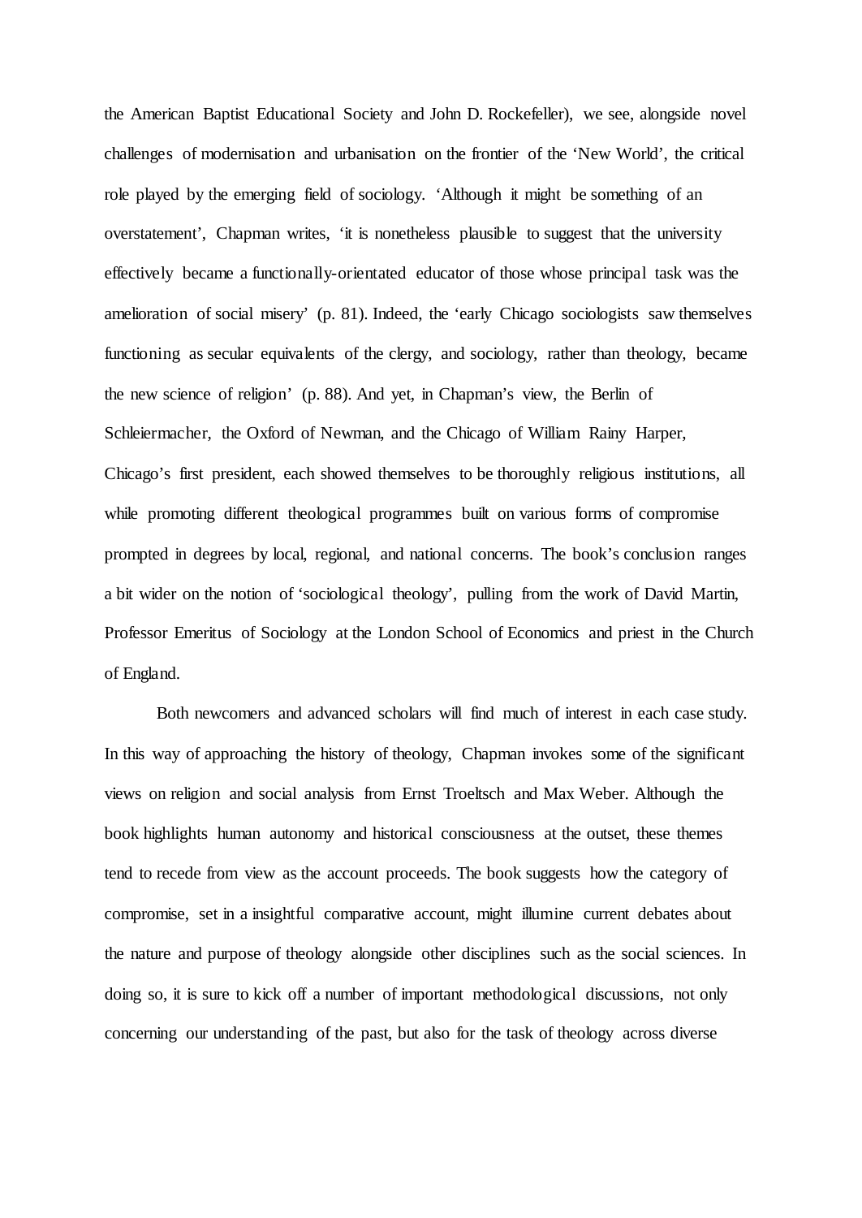the American Baptist Educational Society and John D. Rockefeller), we see, alongside novel challenges of modernisation and urbanisation on the frontier of the 'New World', the critical role played by the emerging field of sociology. 'Although it might be something of an overstatement', Chapman writes, 'it is nonetheless plausible to suggest that the university effectively became a functionally-orientated educator of those whose principal task was the amelioration of social misery' (p. 81). Indeed, the 'early Chicago sociologists saw themselves functioning as secular equivalents of the clergy, and sociology, rather than theology, became the new science of religion' (p. 88). And yet, in Chapman's view, the Berlin of Schleiermacher, the Oxford of Newman, and the Chicago of William Rainy Harper, Chicago's first president, each showed themselves to be thoroughly religious institutions, all while promoting different theological programmes built on various forms of compromise prompted in degrees by local, regional, and national concerns. The book's conclusion ranges a bit wider on the notion of 'sociological theology', pulling from the work of David Martin, Professor Emeritus of Sociology at the London School of Economics and priest in the Church of England.

Both newcomers and advanced scholars will find much of interest in each case study. In this way of approaching the history of theology, Chapman invokes some of the significant views on religion and social analysis from Ernst Troeltsch and Max Weber. Although the book highlights human autonomy and historical consciousness at the outset, these themes tend to recede from view as the account proceeds. The book suggests how the category of compromise, set in a insightful comparative account, might illumine current debates about the nature and purpose of theology alongside other disciplines such as the social sciences. In doing so, it is sure to kick off a number of important methodological discussions, not only concerning our understanding of the past, but also for the task of theology across diverse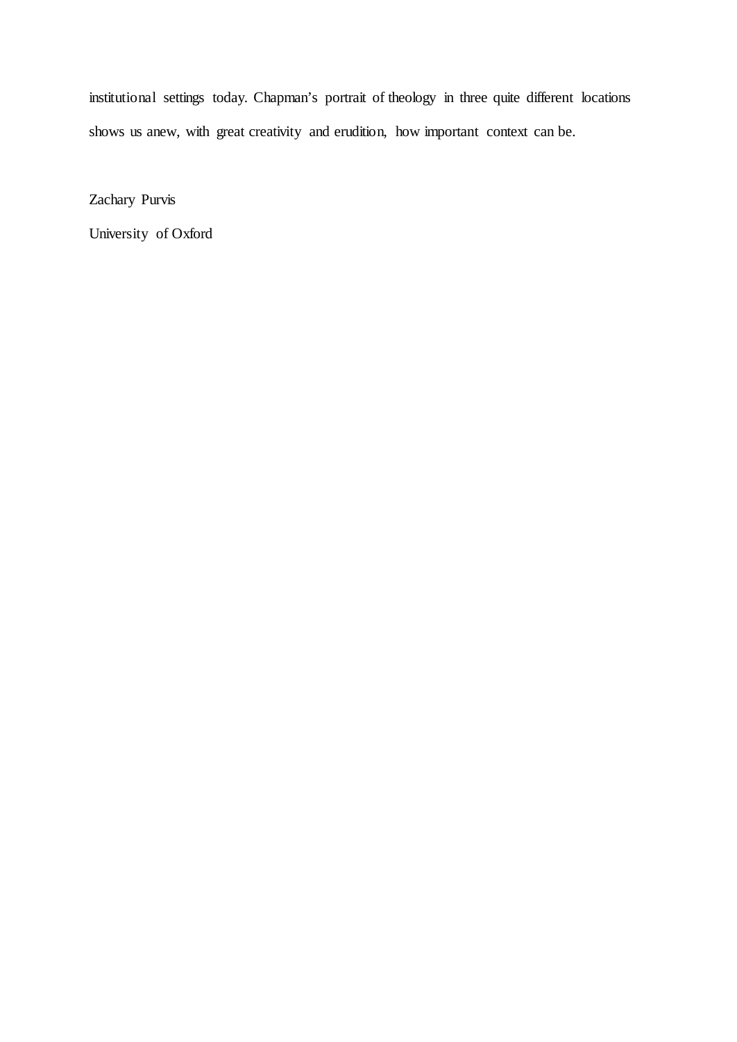institutional settings today. Chapman's portrait of theology in three quite different locations shows us anew, with great creativity and erudition, how important context can be.

Zachary Purvis

University of Oxford